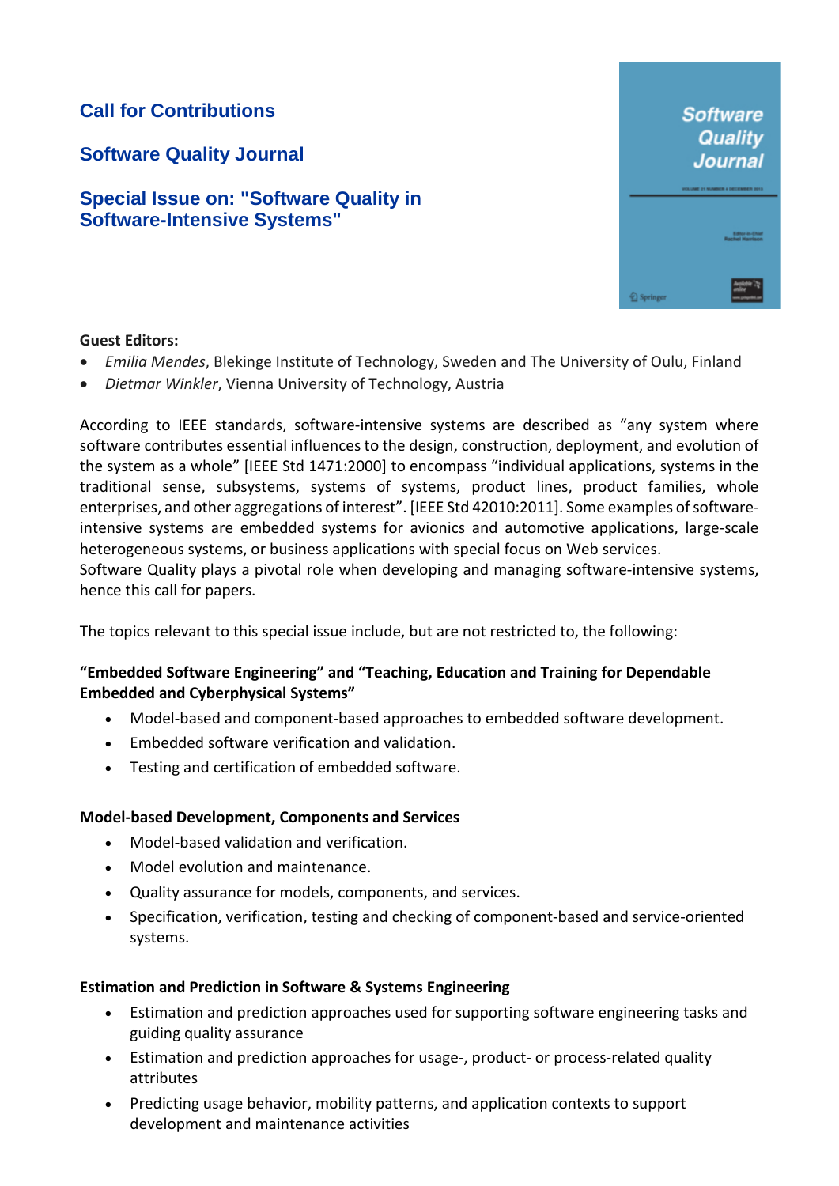# Call for Contributions

## Software Quality Journal

## Special Issue on: "Software Quality in Software-Intensive Systems"

**Guest Editors:**

- *Emilia Mendes*, Blekinge Institute of Technology, Sweden and The University of Oulu, Finland
- *Dietmar Winkler*, Vienna University of Technology, Austria

According to IEEE standards, software-intensive systems are described as "any system where software contributes essential influences to the design, construction, deployment, and evolution of the system as a whole" [IEEE Std 1471:2000] to encompass "individual applications, systems in the traditional sense, subsystems, systems of systems, product lines, product families, whole enterprises, and other aggregations of interest". [IEEE Std 42010:2011]. Some examples of software-intensive systems are embedded systems for avionics and automotive applications, large-scale heterogeneous systems, or business applications with special focus on Web services.
Software Quality plays a pivotal role when developing and managing software-intensive systems, hence this call for papers.

The topics relevant to this special issue include, but are not restricted to, the following:

**"Embedded Software Engineering" and "Teaching, Education and Training for Dependable Embedded and Cyberphysical Systems"**

- Model-based and component-based approaches to embedded software development.
- Embedded software verification and validation.
- Testing and certification of embedded software.

**Model-based Development, Components and Services**

- Model-based validation and verification.
- Model evolution and maintenance.
- Quality assurance for models, components, and services.
- Specification, verification, testing and checking of component-based and service-oriented systems.

**Estimation and Prediction in Software & Systems Engineering**

- Estimation and prediction approaches used for supporting software engineering tasks and guiding quality assurance
- Estimation and prediction approaches for usage-, product- or process-related quality attributes
- Predicting usage behavior, mobility patterns, and application contexts to support development and maintenance activities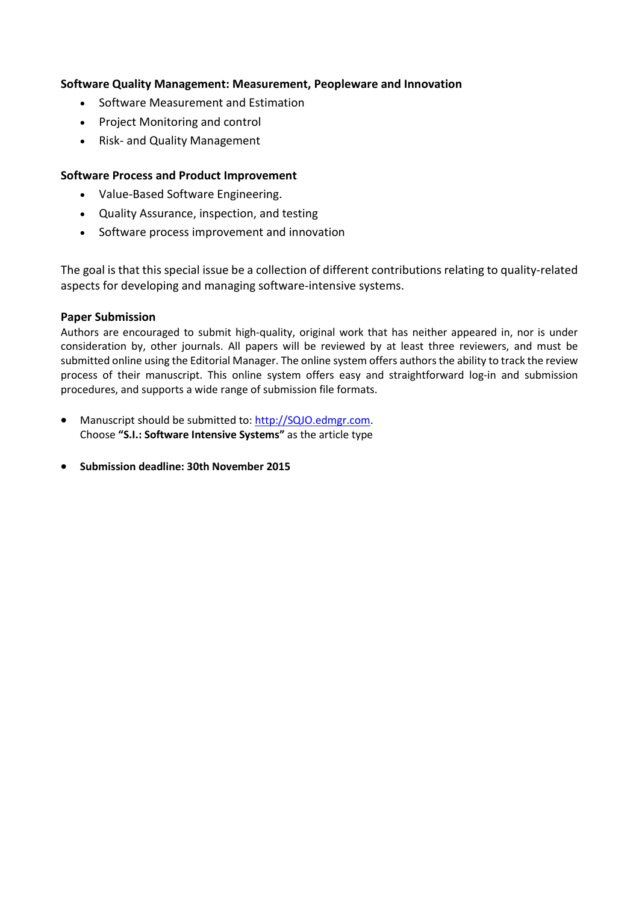**Software Quality Management: Measurement, Peopleware and Innovation**

- Software Measurement and Estimation
- Project Monitoring and control
- Risk- and Quality Management

**Software Process and Product Improvement**

- Value-Based Software Engineering.
- Quality Assurance, inspection, and testing
- Software process improvement and innovation

The goal is that this special issue be a collection of different contributions relating to quality-related aspects for developing and managing software-intensive systems.

**Paper Submission**

Authors are encouraged to submit high-quality, original work that has neither appeared in, nor is under consideration by, other journals. All papers will be reviewed by at least three reviewers, and must be submitted online using the Editorial Manager. The online system offers authors the ability to track the review process of their manuscript. This online system offers easy and straightforward log-in and submission procedures, and supports a wide range of submission file formats.

- Manuscript should be submitted to: http://SQJO.edmgr.com.
  Choose **"S.I.: Software Intensive Systems"** as the article type

- **Submission deadline: 30th November 2015**